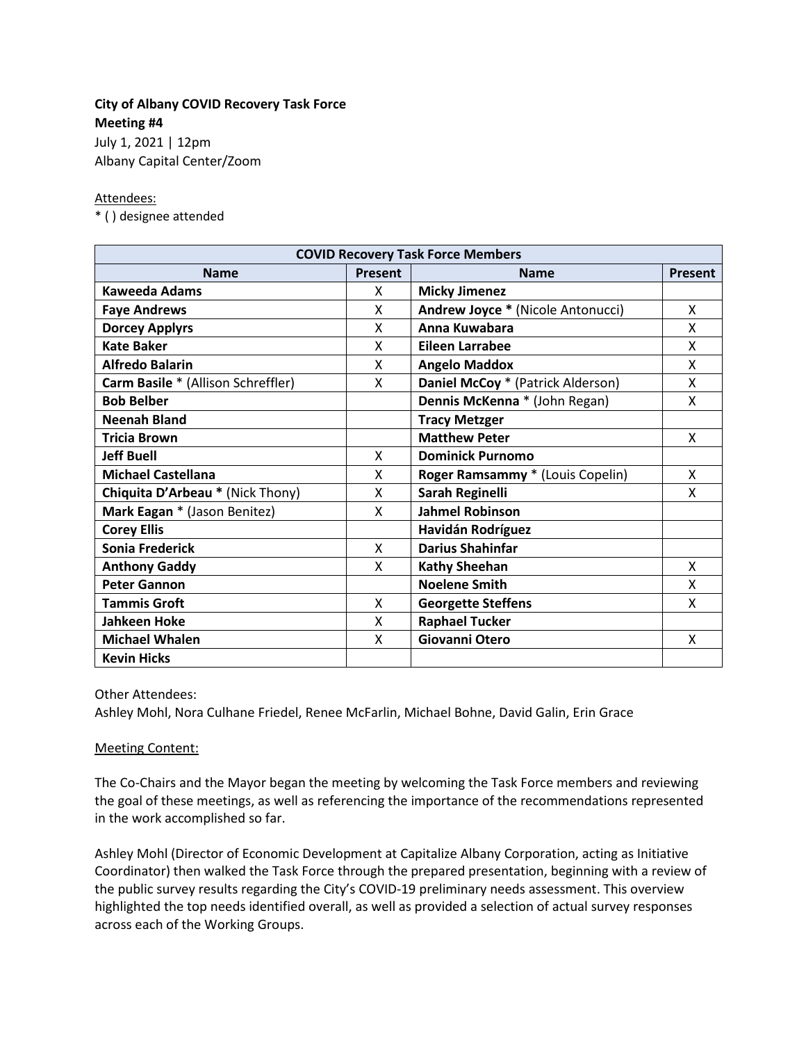**City of Albany COVID Recovery Task Force**
**Meeting #4**
July 1, 2021 | 12pm
Albany Capital Center/Zoom

Attendees:
* ( ) designee attended

| COVID Recovery Task Force Members | | | |
|---|---|---|---|
| **Name** | **Present** | **Name** | **Present** |
| **Kaweeda Adams** | X | **Micky Jimenez** | |
| **Faye Andrews** | X | **Andrew Joyce** * (Nicole Antonucci) | X |
| **Dorcey Applyrs** | X | **Anna Kuwabara** | X |
| **Kate Baker** | X | **Eileen Larrabee** | X |
| **Alfredo Balarin** | X | **Angelo Maddox** | X |
| **Carm Basile** * (Allison Schreffler) | X | **Daniel McCoy** * (Patrick Alderson) | X |
| **Bob Belber** | | **Dennis McKenna** * (John Regan) | X |
| **Neenah Bland** | | **Tracy Metzger** | |
| **Tricia Brown** | | **Matthew Peter** | X |
| **Jeff Buell** | X | **Dominick Purnomo** | |
| **Michael Castellana** | X | **Roger Ramsammy** * (Louis Copelin) | X |
| **Chiquita D'Arbeau** * (Nick Thony) | X | **Sarah Reginelli** | X |
| **Mark Eagan** * (Jason Benitez) | X | **Jahmel Robinson** | |
| **Corey Ellis** | | **Havidán Rodríguez** | |
| **Sonia Frederick** | X | **Darius Shahinfar** | |
| **Anthony Gaddy** | X | **Kathy Sheehan** | X |
| **Peter Gannon** | | **Noelene Smith** | X |
| **Tammis Groft** | X | **Georgette Steffens** | X |
| **Jahkeen Hoke** | X | **Raphael Tucker** | |
| **Michael Whalen** | X | **Giovanni Otero** | X |
| **Kevin Hicks** | | | |

Other Attendees:
Ashley Mohl, Nora Culhane Friedel, Renee McFarlin, Michael Bohne, David Galin, Erin Grace

Meeting Content:

The Co-Chairs and the Mayor began the meeting by welcoming the Task Force members and reviewing the goal of these meetings, as well as referencing the importance of the recommendations represented in the work accomplished so far.

Ashley Mohl (Director of Economic Development at Capitalize Albany Corporation, acting as Initiative Coordinator) then walked the Task Force through the prepared presentation, beginning with a review of the public survey results regarding the City's COVID-19 preliminary needs assessment. This overview highlighted the top needs identified overall, as well as provided a selection of actual survey responses across each of the Working Groups.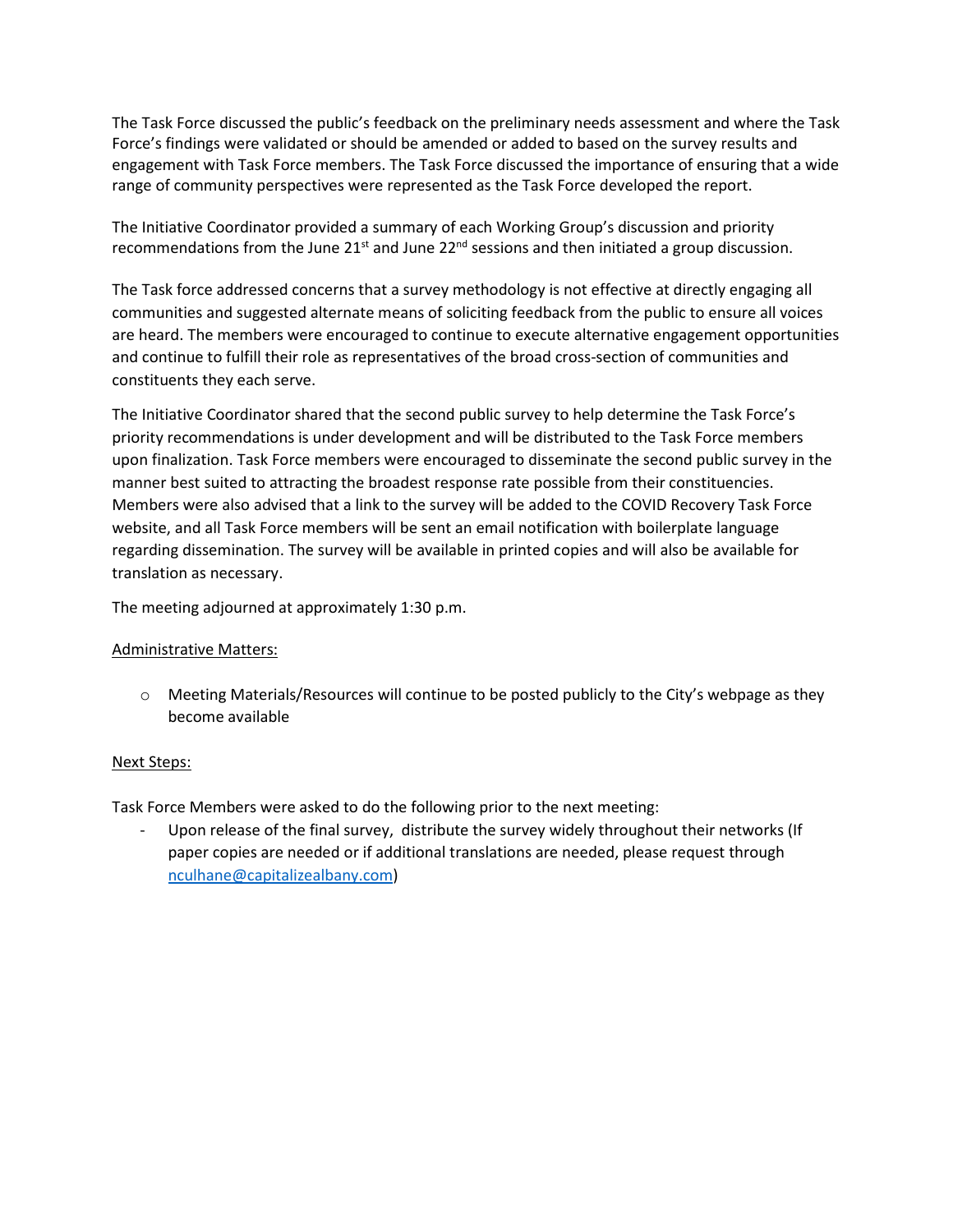The Task Force discussed the public's feedback on the preliminary needs assessment and where the Task Force's findings were validated or should be amended or added to based on the survey results and engagement with Task Force members. The Task Force discussed the importance of ensuring that a wide range of community perspectives were represented as the Task Force developed the report.

The Initiative Coordinator provided a summary of each Working Group's discussion and priority recommendations from the June 21st and June 22nd sessions and then initiated a group discussion.

The Task force addressed concerns that a survey methodology is not effective at directly engaging all communities and suggested alternate means of soliciting feedback from the public to ensure all voices are heard. The members were encouraged to continue to execute alternative engagement opportunities and continue to fulfill their role as representatives of the broad cross-section of communities and constituents they each serve.

The Initiative Coordinator shared that the second public survey to help determine the Task Force's priority recommendations is under development and will be distributed to the Task Force members upon finalization. Task Force members were encouraged to disseminate the second public survey in the manner best suited to attracting the broadest response rate possible from their constituencies. Members were also advised that a link to the survey will be added to the COVID Recovery Task Force website, and all Task Force members will be sent an email notification with boilerplate language regarding dissemination. The survey will be available in printed copies and will also be available for translation as necessary.

The meeting adjourned at approximately 1:30 p.m.

<u>Administrative Matters:</u>

- Meeting Materials/Resources will continue to be posted publicly to the City's webpage as they become available

<u>Next Steps:</u>

Task Force Members were asked to do the following prior to the next meeting:

- Upon release of the final survey, distribute the survey widely throughout their networks (If paper copies are needed or if additional translations are needed, please request through nculhane@capitalizealbany.com)